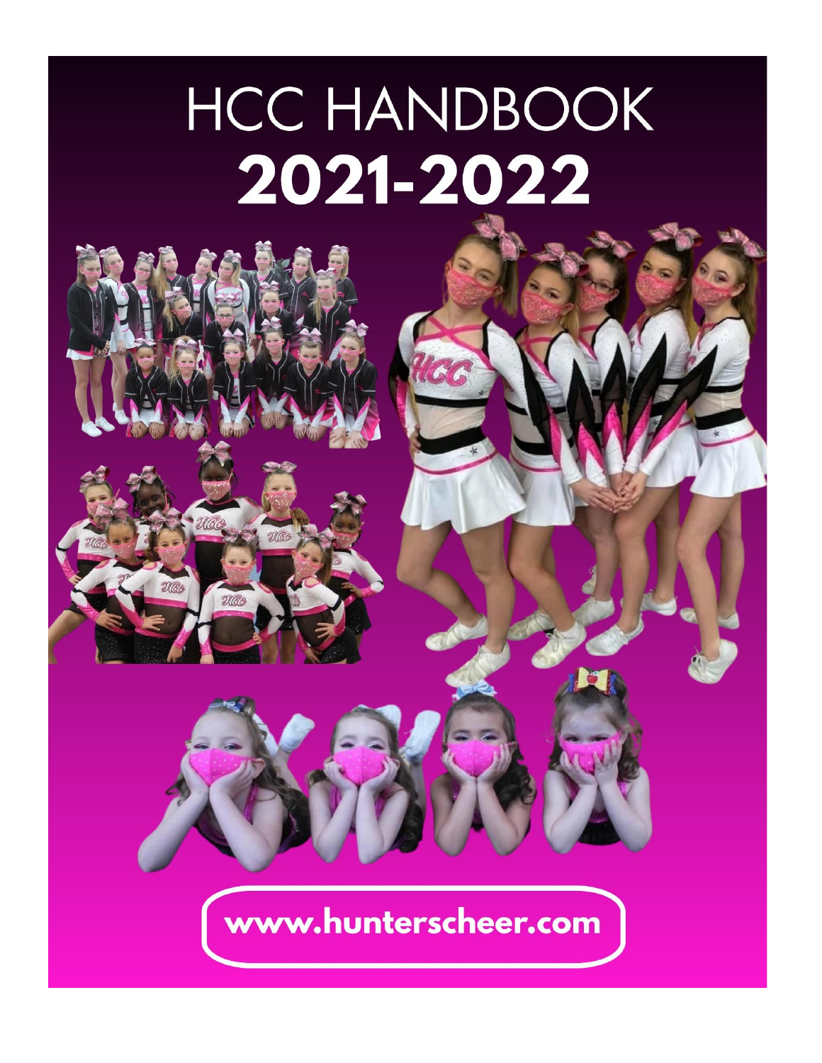# HCC HANDBOOK
# 2021-2022

www.hunterscheer.com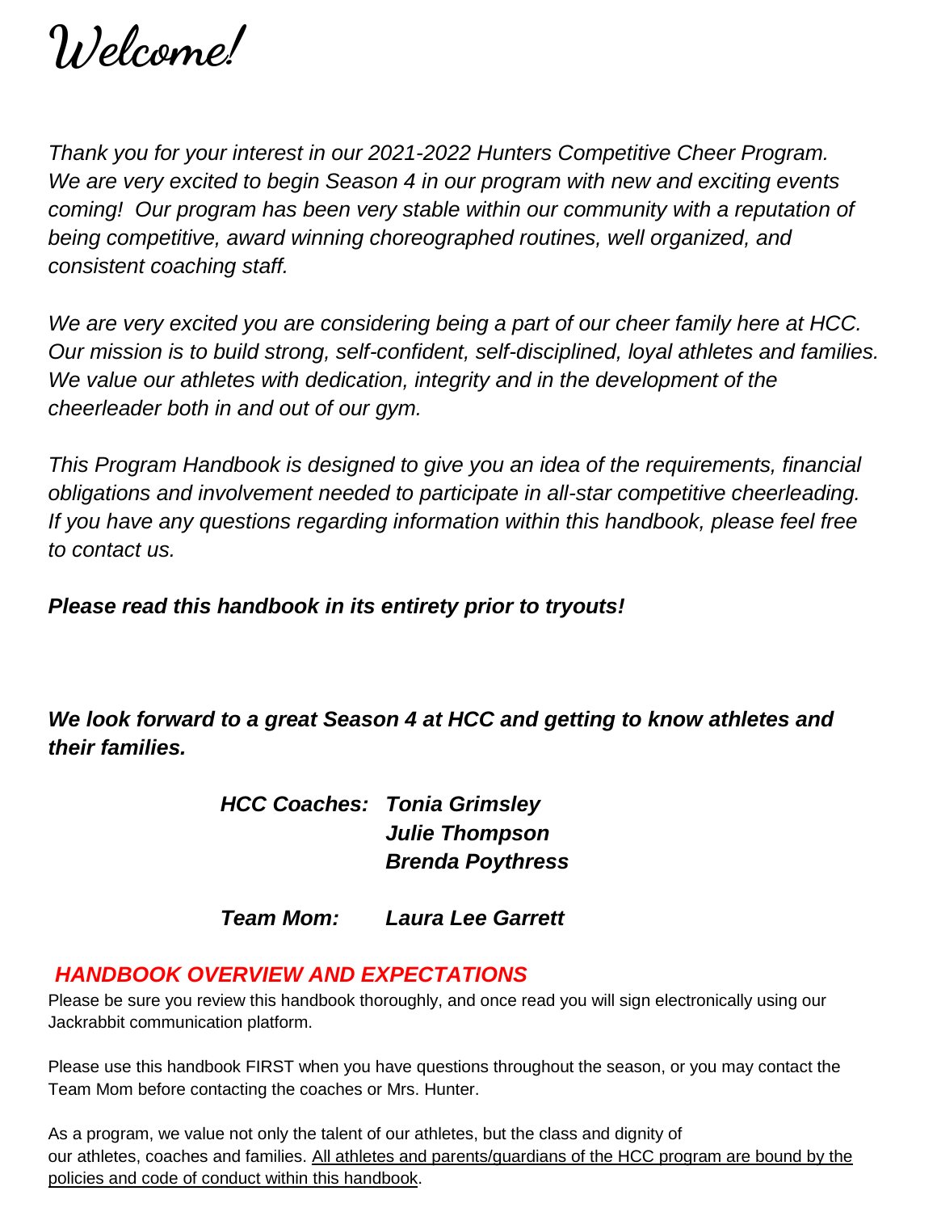# Welcome!

*Thank you for your interest in our 2021-2022 Hunters Competitive Cheer Program. We are very excited to begin Season 4 in our program with new and exciting events coming! Our program has been very stable within our community with a reputation of being competitive, award winning choreographed routines, well organized, and consistent coaching staff.*

*We are very excited you are considering being a part of our cheer family here at HCC. Our mission is to build strong, self-confident, self-disciplined, loyal athletes and families. We value our athletes with dedication, integrity and in the development of the cheerleader both in and out of our gym.*

*This Program Handbook is designed to give you an idea of the requirements, financial obligations and involvement needed to participate in all-star competitive cheerleading. If you have any questions regarding information within this handbook, please feel free to contact us.*

***Please read this handbook in its entirety prior to tryouts!***

***We look forward to a great Season 4 at HCC and getting to know athletes and their families.***

***HCC Coaches:** **Tonia Grimsley***
***Julie Thompson***
***Brenda Poythress***

***Team Mom:** **Laura Lee Garrett***

## *HANDBOOK OVERVIEW AND EXPECTATIONS*

Please be sure you review this handbook thoroughly, and once read you will sign electronically using our Jackrabbit communication platform.

Please use this handbook FIRST when you have questions throughout the season, or you may contact the Team Mom before contacting the coaches or Mrs. Hunter.

As a program, we value not only the talent of our athletes, but the class and dignity of our athletes, coaches and families. <u>All athletes and parents/guardians of the HCC program are bound by the policies and code of conduct within this handbook</u>.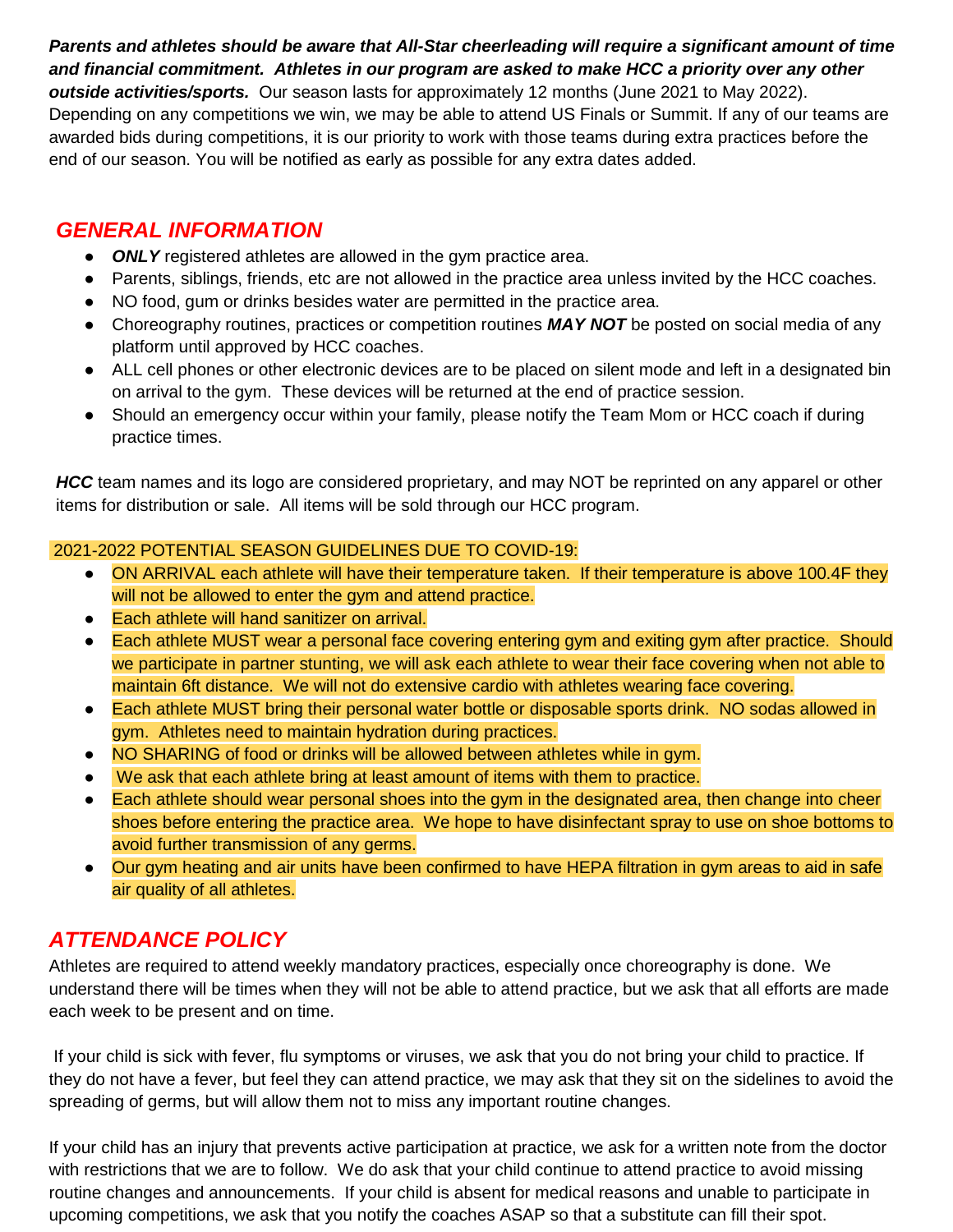***Parents and athletes should be aware that All-Star cheerleading will require a significant amount of time and financial commitment. Athletes in our program are asked to make HCC a priority over any other outside activities/sports.*** Our season lasts for approximately 12 months (June 2021 to May 2022). Depending on any competitions we win, we may be able to attend US Finals or Summit. If any of our teams are awarded bids during competitions, it is our priority to work with those teams during extra practices before the end of our season. You will be notified as early as possible for any extra dates added.

## *GENERAL INFORMATION*

- ***ONLY*** registered athletes are allowed in the gym practice area.
- Parents, siblings, friends, etc are not allowed in the practice area unless invited by the HCC coaches.
- NO food, gum or drinks besides water are permitted in the practice area.
- Choreography routines, practices or competition routines ***MAY NOT*** be posted on social media of any platform until approved by HCC coaches.
- ALL cell phones or other electronic devices are to be placed on silent mode and left in a designated bin on arrival to the gym. These devices will be returned at the end of practice session.
- Should an emergency occur within your family, please notify the Team Mom or HCC coach if during practice times.

***HCC*** team names and its logo are considered proprietary, and may NOT be reprinted on any apparel or other items for distribution or sale. All items will be sold through our HCC program.

2021-2022 POTENTIAL SEASON GUIDELINES DUE TO COVID-19:

- ON ARRIVAL each athlete will have their temperature taken. If their temperature is above 100.4F they will not be allowed to enter the gym and attend practice.
- Each athlete will hand sanitizer on arrival.
- Each athlete MUST wear a personal face covering entering gym and exiting gym after practice. Should we participate in partner stunting, we will ask each athlete to wear their face covering when not able to maintain 6ft distance. We will not do extensive cardio with athletes wearing face covering.
- Each athlete MUST bring their personal water bottle or disposable sports drink. NO sodas allowed in gym. Athletes need to maintain hydration during practices.
- NO SHARING of food or drinks will be allowed between athletes while in gym.
- We ask that each athlete bring at least amount of items with them to practice.
- Each athlete should wear personal shoes into the gym in the designated area, then change into cheer shoes before entering the practice area. We hope to have disinfectant spray to use on shoe bottoms to avoid further transmission of any germs.
- Our gym heating and air units have been confirmed to have HEPA filtration in gym areas to aid in safe air quality of all athletes.

## *ATTENDANCE POLICY*

Athletes are required to attend weekly mandatory practices, especially once choreography is done. We understand there will be times when they will not be able to attend practice, but we ask that all efforts are made each week to be present and on time.

If your child is sick with fever, flu symptoms or viruses, we ask that you do not bring your child to practice. If they do not have a fever, but feel they can attend practice, we may ask that they sit on the sidelines to avoid the spreading of germs, but will allow them not to miss any important routine changes.

If your child has an injury that prevents active participation at practice, we ask for a written note from the doctor with restrictions that we are to follow. We do ask that your child continue to attend practice to avoid missing routine changes and announcements. If your child is absent for medical reasons and unable to participate in upcoming competitions, we ask that you notify the coaches ASAP so that a substitute can fill their spot.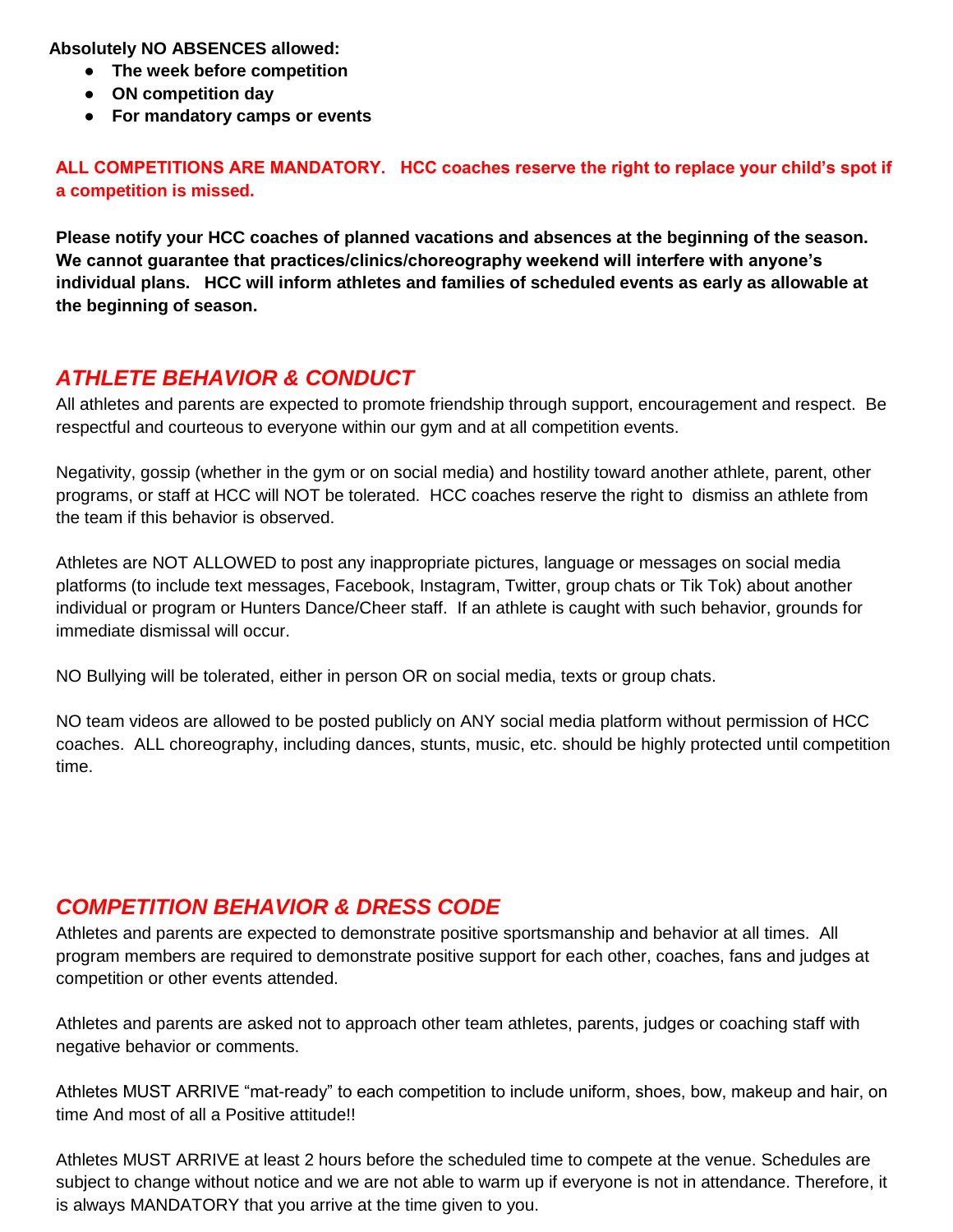**Absolutely NO ABSENCES allowed:**

- **The week before competition**
- **ON competition day**
- **For mandatory camps or events**

**ALL COMPETITIONS ARE MANDATORY.   HCC coaches reserve the right to replace your child's spot if a competition is missed.**

**Please notify your HCC coaches of planned vacations and absences at the beginning of the season. We cannot guarantee that practices/clinics/choreography weekend will interfere with anyone's individual plans.   HCC will inform athletes and families of scheduled events as early as allowable at the beginning of season.**

## *ATHLETE BEHAVIOR & CONDUCT*

All athletes and parents are expected to promote friendship through support, encouragement and respect.  Be respectful and courteous to everyone within our gym and at all competition events.

Negativity, gossip (whether in the gym or on social media) and hostility toward another athlete, parent, other programs, or staff at HCC will NOT be tolerated.  HCC coaches reserve the right to  dismiss an athlete from the team if this behavior is observed.

Athletes are NOT ALLOWED to post any inappropriate pictures, language or messages on social media platforms (to include text messages, Facebook, Instagram, Twitter, group chats or Tik Tok) about another individual or program or Hunters Dance/Cheer staff.  If an athlete is caught with such behavior, grounds for immediate dismissal will occur.

NO Bullying will be tolerated, either in person OR on social media, texts or group chats.

NO team videos are allowed to be posted publicly on ANY social media platform without permission of HCC coaches.  ALL choreography, including dances, stunts, music, etc. should be highly protected until competition time.

## *COMPETITION BEHAVIOR & DRESS CODE*

Athletes and parents are expected to demonstrate positive sportsmanship and behavior at all times.  All program members are required to demonstrate positive support for each other, coaches, fans and judges at competition or other events attended.

Athletes and parents are asked not to approach other team athletes, parents, judges or coaching staff with negative behavior or comments.

Athletes MUST ARRIVE "mat-ready" to each competition to include uniform, shoes, bow, makeup and hair, on time And most of all a Positive attitude!!

Athletes MUST ARRIVE at least 2 hours before the scheduled time to compete at the venue. Schedules are subject to change without notice and we are not able to warm up if everyone is not in attendance. Therefore, it is always MANDATORY that you arrive at the time given to you.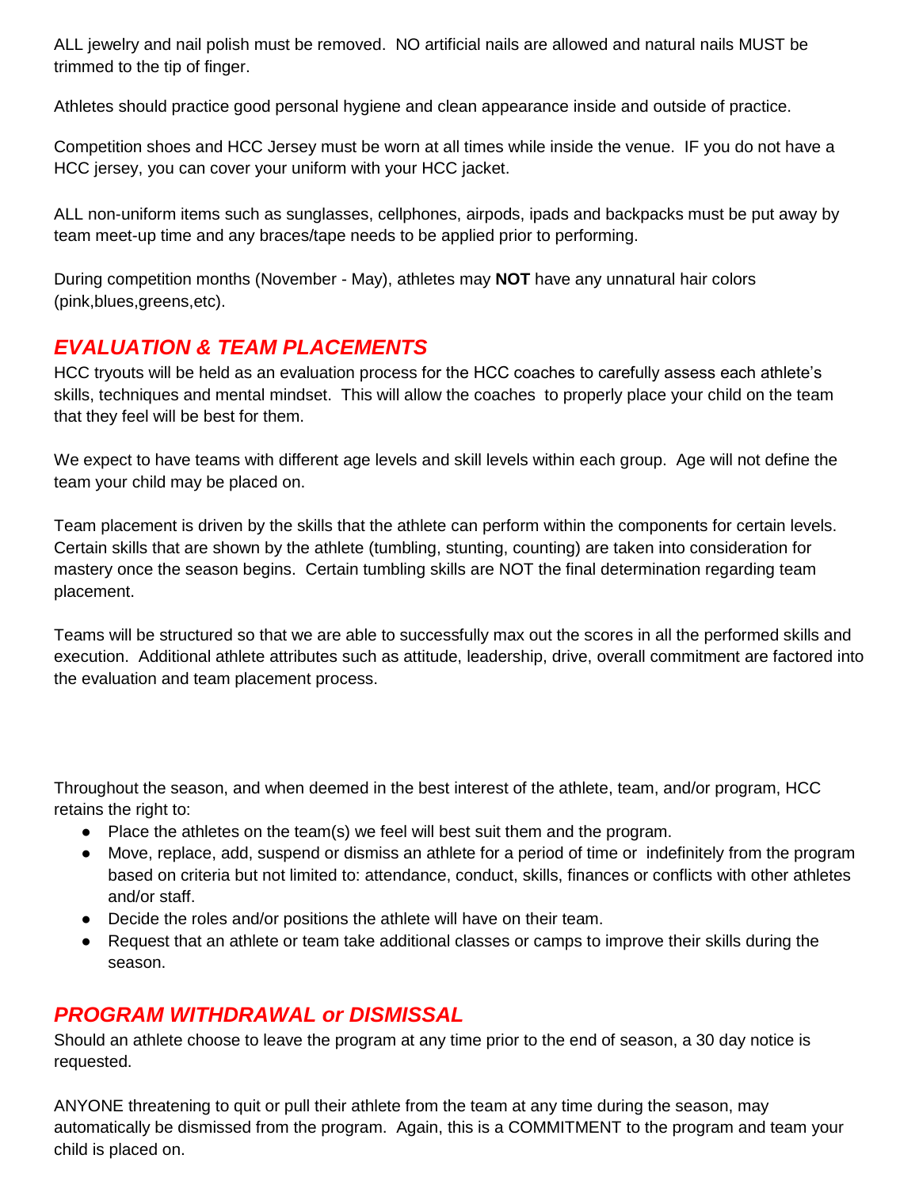ALL jewelry and nail polish must be removed. NO artificial nails are allowed and natural nails MUST be trimmed to the tip of finger.

Athletes should practice good personal hygiene and clean appearance inside and outside of practice.

Competition shoes and HCC Jersey must be worn at all times while inside the venue. IF you do not have a HCC jersey, you can cover your uniform with your HCC jacket.

ALL non-uniform items such as sunglasses, cellphones, airpods, ipads and backpacks must be put away by team meet-up time and any braces/tape needs to be applied prior to performing.

During competition months (November - May), athletes may **NOT** have any unnatural hair colors (pink,blues,greens,etc).

## *EVALUATION & TEAM PLACEMENTS*

HCC tryouts will be held as an evaluation process for the HCC coaches to carefully assess each athlete's skills, techniques and mental mindset. This will allow the coaches to properly place your child on the team that they feel will be best for them.

We expect to have teams with different age levels and skill levels within each group. Age will not define the team your child may be placed on.

Team placement is driven by the skills that the athlete can perform within the components for certain levels. Certain skills that are shown by the athlete (tumbling, stunting, counting) are taken into consideration for mastery once the season begins. Certain tumbling skills are NOT the final determination regarding team placement.

Teams will be structured so that we are able to successfully max out the scores in all the performed skills and execution. Additional athlete attributes such as attitude, leadership, drive, overall commitment are factored into the evaluation and team placement process.

Throughout the season, and when deemed in the best interest of the athlete, team, and/or program, HCC retains the right to:

- Place the athletes on the team(s) we feel will best suit them and the program.
- Move, replace, add, suspend or dismiss an athlete for a period of time or indefinitely from the program based on criteria but not limited to: attendance, conduct, skills, finances or conflicts with other athletes and/or staff.
- Decide the roles and/or positions the athlete will have on their team.
- Request that an athlete or team take additional classes or camps to improve their skills during the season.

## *PROGRAM WITHDRAWAL or DISMISSAL*

Should an athlete choose to leave the program at any time prior to the end of season, a 30 day notice is requested.

ANYONE threatening to quit or pull their athlete from the team at any time during the season, may automatically be dismissed from the program. Again, this is a COMMITMENT to the program and team your child is placed on.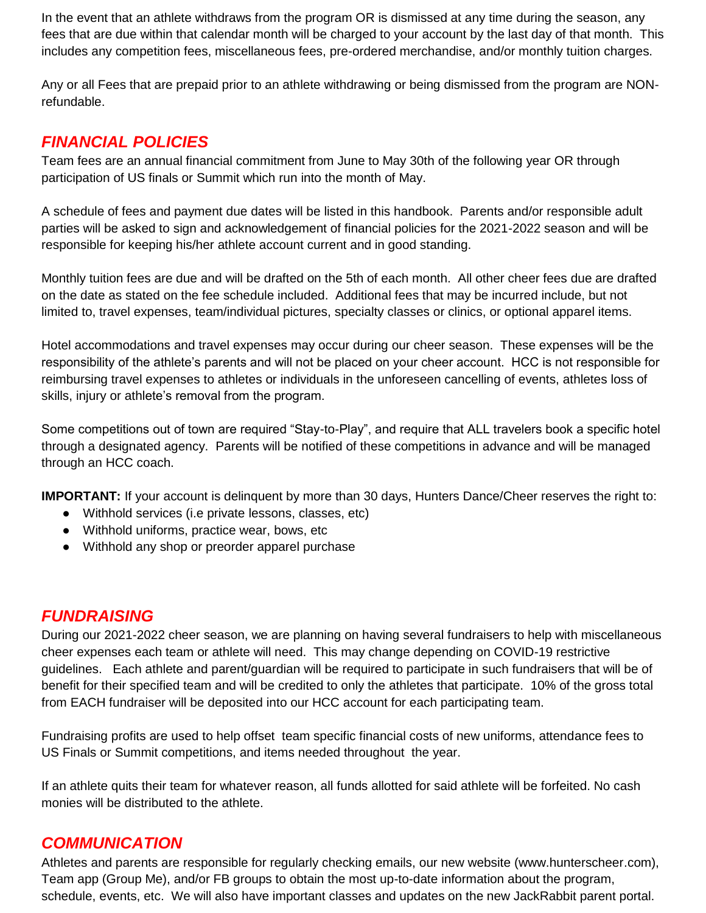In the event that an athlete withdraws from the program OR is dismissed at any time during the season, any fees that are due within that calendar month will be charged to your account by the last day of that month. This includes any competition fees, miscellaneous fees, pre-ordered merchandise, and/or monthly tuition charges.

Any or all Fees that are prepaid prior to an athlete withdrawing or being dismissed from the program are NON-refundable.

## *FINANCIAL POLICIES*

Team fees are an annual financial commitment from June to May 30th of the following year OR through participation of US finals or Summit which run into the month of May.

A schedule of fees and payment due dates will be listed in this handbook. Parents and/or responsible adult parties will be asked to sign and acknowledgement of financial policies for the 2021-2022 season and will be responsible for keeping his/her athlete account current and in good standing.

Monthly tuition fees are due and will be drafted on the 5th of each month. All other cheer fees due are drafted on the date as stated on the fee schedule included. Additional fees that may be incurred include, but not limited to, travel expenses, team/individual pictures, specialty classes or clinics, or optional apparel items.

Hotel accommodations and travel expenses may occur during our cheer season. These expenses will be the responsibility of the athlete's parents and will not be placed on your cheer account. HCC is not responsible for reimbursing travel expenses to athletes or individuals in the unforeseen cancelling of events, athletes loss of skills, injury or athlete's removal from the program.

Some competitions out of town are required "Stay-to-Play", and require that ALL travelers book a specific hotel through a designated agency. Parents will be notified of these competitions in advance and will be managed through an HCC coach.

**IMPORTANT:** If your account is delinquent by more than 30 days, Hunters Dance/Cheer reserves the right to:

- Withhold services (i.e private lessons, classes, etc)
- Withhold uniforms, practice wear, bows, etc
- Withhold any shop or preorder apparel purchase

## *FUNDRAISING*

During our 2021-2022 cheer season, we are planning on having several fundraisers to help with miscellaneous cheer expenses each team or athlete will need. This may change depending on COVID-19 restrictive guidelines. Each athlete and parent/guardian will be required to participate in such fundraisers that will be of benefit for their specified team and will be credited to only the athletes that participate. 10% of the gross total from EACH fundraiser will be deposited into our HCC account for each participating team.

Fundraising profits are used to help offset team specific financial costs of new uniforms, attendance fees to US Finals or Summit competitions, and items needed throughout the year.

If an athlete quits their team for whatever reason, all funds allotted for said athlete will be forfeited. No cash monies will be distributed to the athlete.

## *COMMUNICATION*

Athletes and parents are responsible for regularly checking emails, our new website (www.hunterscheer.com), Team app (Group Me), and/or FB groups to obtain the most up-to-date information about the program, schedule, events, etc. We will also have important classes and updates on the new JackRabbit parent portal.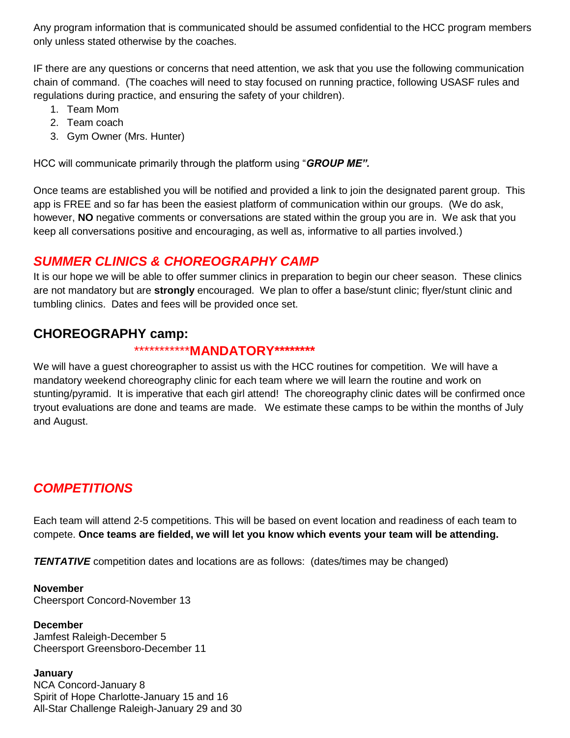Any program information that is communicated should be assumed confidential to the HCC program members only unless stated otherwise by the coaches.

IF there are any questions or concerns that need attention, we ask that you use the following communication chain of command. (The coaches will need to stay focused on running practice, following USASF rules and regulations during practice, and ensuring the safety of your children).

1. Team Mom
2. Team coach
3. Gym Owner (Mrs. Hunter)

HCC will communicate primarily through the platform using "***GROUP ME".***

Once teams are established you will be notified and provided a link to join the designated parent group. This app is FREE and so far has been the easiest platform of communication within our groups. (We do ask, however, **NO** negative comments or conversations are stated within the group you are in. We ask that you keep all conversations positive and encouraging, as well as, informative to all parties involved.)

## *SUMMER CLINICS & CHOREOGRAPHY CAMP*

It is our hope we will be able to offer summer clinics in preparation to begin our cheer season. These clinics are not mandatory but are **strongly** encouraged. We plan to offer a base/stunt clinic; flyer/stunt clinic and tumbling clinics. Dates and fees will be provided once set.

## CHOREOGRAPHY camp:

***********MANDATORY********

We will have a guest choreographer to assist us with the HCC routines for competition. We will have a mandatory weekend choreography clinic for each team where we will learn the routine and work on stunting/pyramid. It is imperative that each girl attend! The choreography clinic dates will be confirmed once tryout evaluations are done and teams are made. We estimate these camps to be within the months of July and August.

## *COMPETITIONS*

Each team will attend 2-5 competitions. This will be based on event location and readiness of each team to compete. **Once teams are fielded, we will let you know which events your team will be attending.**

***TENTATIVE*** competition dates and locations are as follows: (dates/times may be changed)

**November**
Cheersport Concord-November 13

**December**
Jamfest Raleigh-December 5
Cheersport Greensboro-December 11

**January**
NCA Concord-January 8
Spirit of Hope Charlotte-January 15 and 16
All-Star Challenge Raleigh-January 29 and 30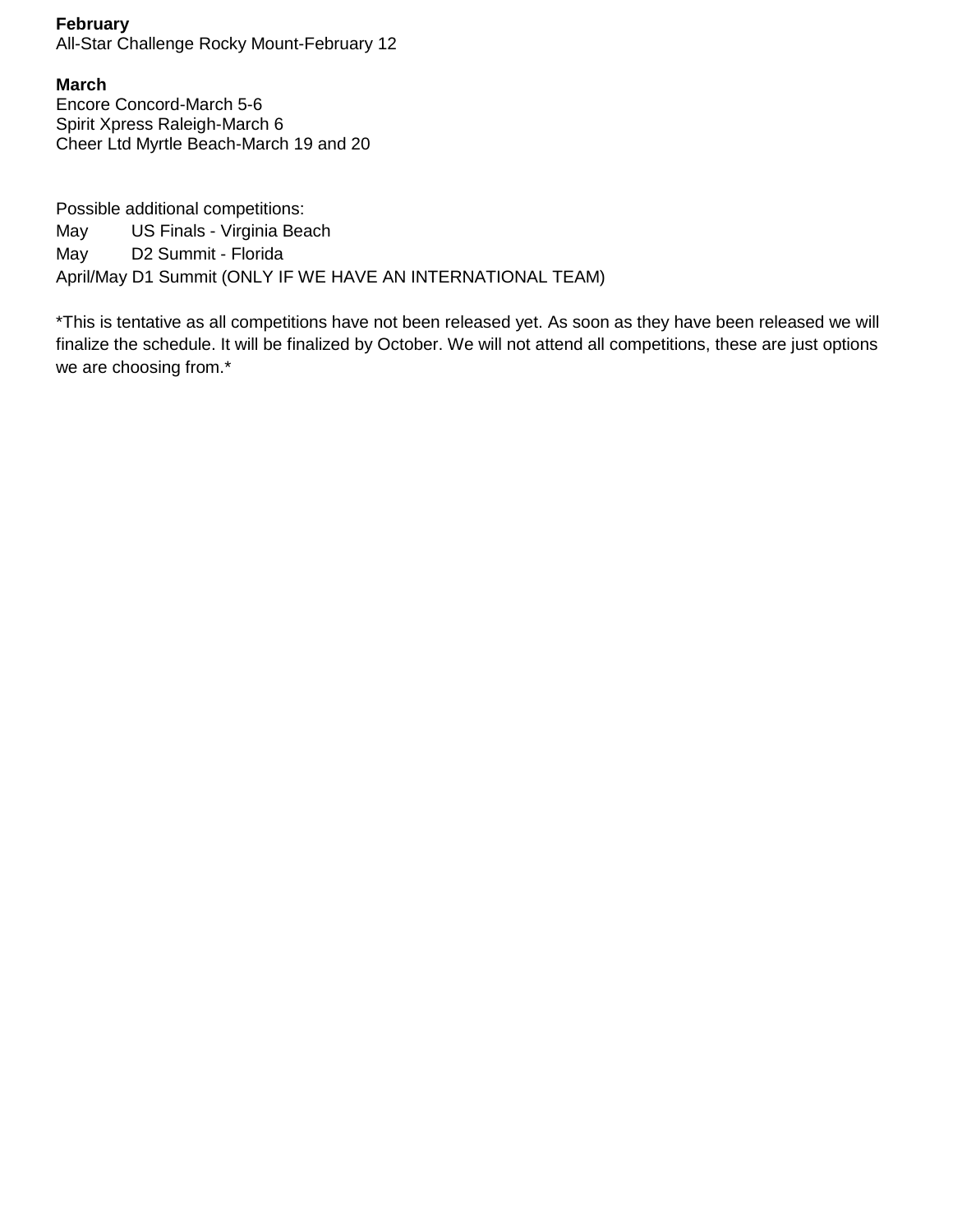**February**
All-Star Challenge Rocky Mount-February 12

**March**
Encore Concord-March 5-6
Spirit Xpress Raleigh-March 6
Cheer Ltd Myrtle Beach-March 19 and 20

Possible additional competitions:
May US Finals - Virginia Beach
May D2 Summit - Florida
April/May D1 Summit (ONLY IF WE HAVE AN INTERNATIONAL TEAM)

*This is tentative as all competitions have not been released yet. As soon as they have been released we will finalize the schedule. It will be finalized by October. We will not attend all competitions, these are just options we are choosing from.*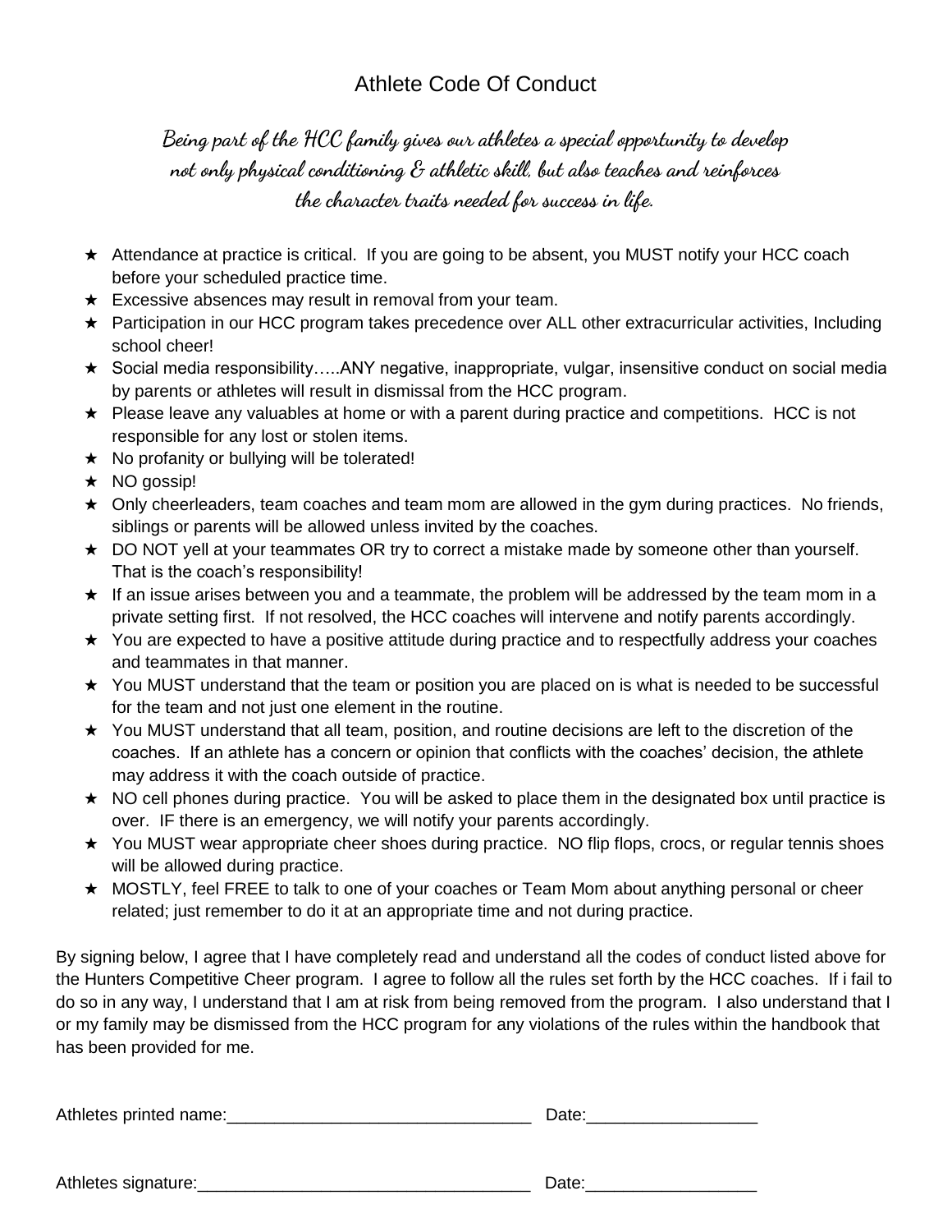# Athlete Code Of Conduct

*Being part of the HCC family gives our athletes a special opportunity to develop not only physical conditioning & athletic skill, but also teaches and reinforces the character traits needed for success in life.*

- ★ Attendance at practice is critical. If you are going to be absent, you MUST notify your HCC coach before your scheduled practice time.
- ★ Excessive absences may result in removal from your team.
- ★ Participation in our HCC program takes precedence over ALL other extracurricular activities, Including school cheer!
- ★ Social media responsibility…..ANY negative, inappropriate, vulgar, insensitive conduct on social media by parents or athletes will result in dismissal from the HCC program.
- ★ Please leave any valuables at home or with a parent during practice and competitions. HCC is not responsible for any lost or stolen items.
- ★ No profanity or bullying will be tolerated!
- ★ NO gossip!
- ★ Only cheerleaders, team coaches and team mom are allowed in the gym during practices. No friends, siblings or parents will be allowed unless invited by the coaches.
- ★ DO NOT yell at your teammates OR try to correct a mistake made by someone other than yourself. That is the coach's responsibility!
- ★ If an issue arises between you and a teammate, the problem will be addressed by the team mom in a private setting first. If not resolved, the HCC coaches will intervene and notify parents accordingly.
- ★ You are expected to have a positive attitude during practice and to respectfully address your coaches and teammates in that manner.
- ★ You MUST understand that the team or position you are placed on is what is needed to be successful for the team and not just one element in the routine.
- ★ You MUST understand that all team, position, and routine decisions are left to the discretion of the coaches. If an athlete has a concern or opinion that conflicts with the coaches' decision, the athlete may address it with the coach outside of practice.
- ★ NO cell phones during practice. You will be asked to place them in the designated box until practice is over. IF there is an emergency, we will notify your parents accordingly.
- ★ You MUST wear appropriate cheer shoes during practice. NO flip flops, crocs, or regular tennis shoes will be allowed during practice.
- ★ MOSTLY, feel FREE to talk to one of your coaches or Team Mom about anything personal or cheer related; just remember to do it at an appropriate time and not during practice.

By signing below, I agree that I have completely read and understand all the codes of conduct listed above for the Hunters Competitive Cheer program. I agree to follow all the rules set forth by the HCC coaches. If i fail to do so in any way, I understand that I am at risk from being removed from the program. I also understand that I or my family may be dismissed from the HCC program for any violations of the rules within the handbook that has been provided for me.

Athletes printed name:________________________________ Date:_________________

Athletes signature:___________________________________ Date:_________________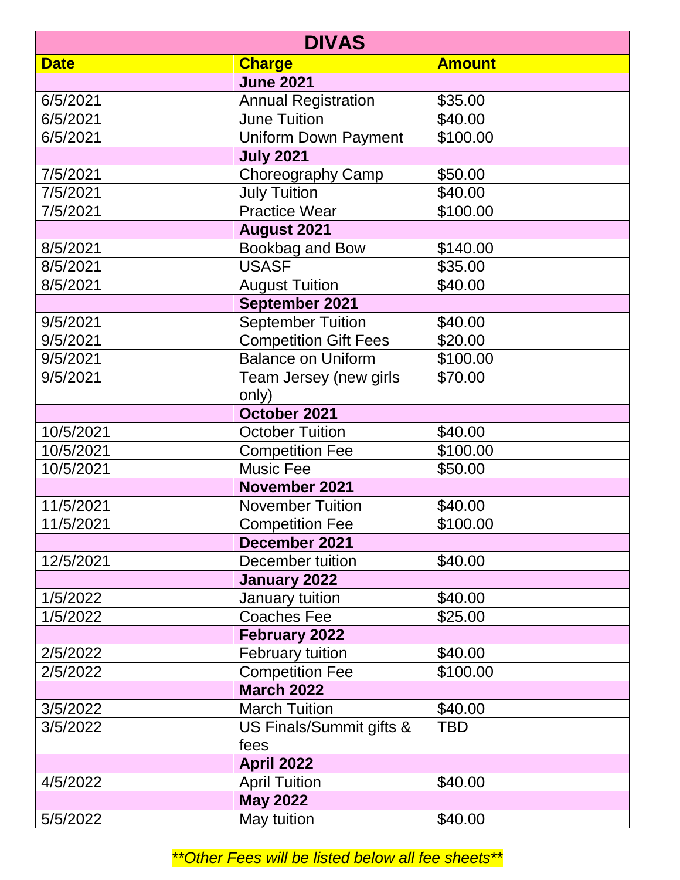| DIVAS | | |
|---|---|---|
| **Date** | **Charge** | **Amount** |
| | **June 2021** | |
| 6/5/2021 | Annual Registration | $35.00 |
| 6/5/2021 | June Tuition | $40.00 |
| 6/5/2021 | Uniform Down Payment | $100.00 |
| | **July 2021** | |
| 7/5/2021 | Choreography Camp | $50.00 |
| 7/5/2021 | July Tuition | $40.00 |
| 7/5/2021 | Practice Wear | $100.00 |
| | **August 2021** | |
| 8/5/2021 | Bookbag and Bow | $140.00 |
| 8/5/2021 | USASF | $35.00 |
| 8/5/2021 | August Tuition | $40.00 |
| | **September 2021** | |
| 9/5/2021 | September Tuition | $40.00 |
| 9/5/2021 | Competition Gift Fees | $20.00 |
| 9/5/2021 | Balance on Uniform | $100.00 |
| 9/5/2021 | Team Jersey (new girls only) | $70.00 |
| | **October 2021** | |
| 10/5/2021 | October Tuition | $40.00 |
| 10/5/2021 | Competition Fee | $100.00 |
| 10/5/2021 | Music Fee | $50.00 |
| | **November 2021** | |
| 11/5/2021 | November Tuition | $40.00 |
| 11/5/2021 | Competition Fee | $100.00 |
| | **December 2021** | |
| 12/5/2021 | December tuition | $40.00 |
| | **January 2022** | |
| 1/5/2022 | January tuition | $40.00 |
| 1/5/2022 | Coaches Fee | $25.00 |
| | **February 2022** | |
| 2/5/2022 | February tuition | $40.00 |
| 2/5/2022 | Competition Fee | $100.00 |
| | **March 2022** | |
| 3/5/2022 | March Tuition | $40.00 |
| 3/5/2022 | US Finals/Summit gifts & fees | TBD |
| | **April 2022** | |
| 4/5/2022 | April Tuition | $40.00 |
| | **May 2022** | |
| 5/5/2022 | May tuition | $40.00 |

***Other Fees will be listed below all fee sheets***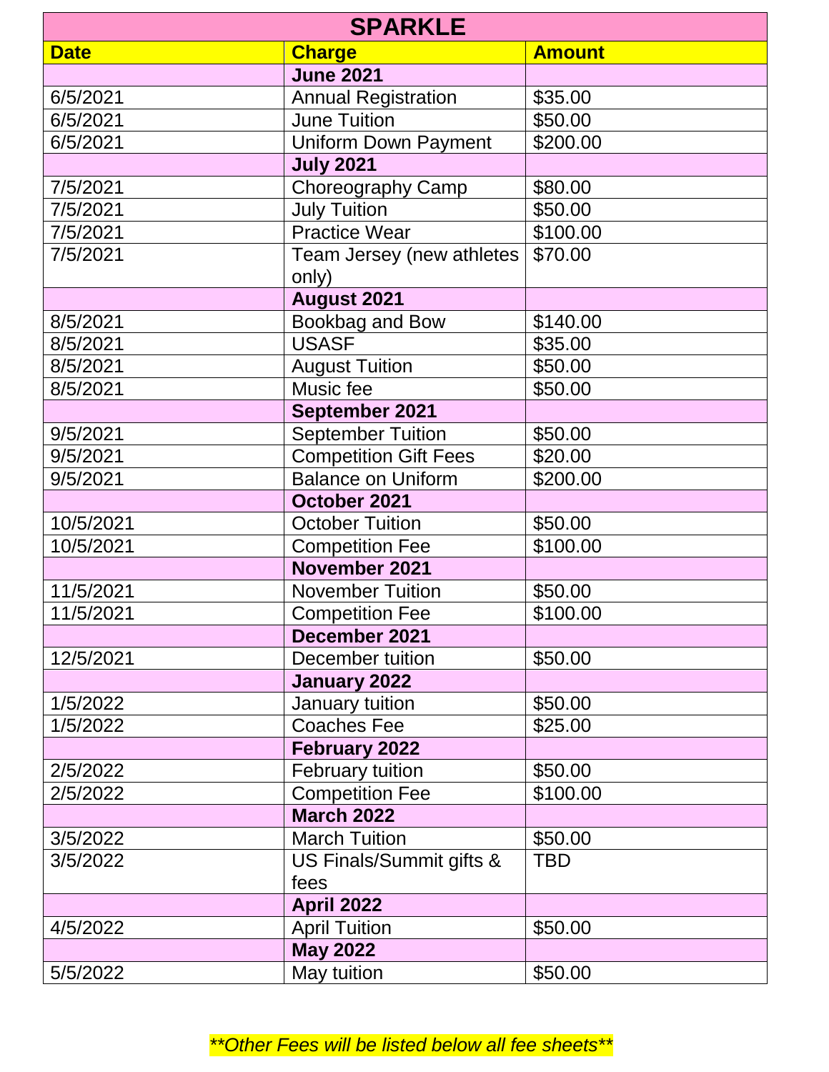| SPARKLE | | |
|---|---|---|
| **Date** | **Charge** | **Amount** |
| | **June 2021** | |
| 6/5/2021 | Annual Registration | $35.00 |
| 6/5/2021 | June Tuition | $50.00 |
| 6/5/2021 | Uniform Down Payment | $200.00 |
| | **July 2021** | |
| 7/5/2021 | Choreography Camp | $80.00 |
| 7/5/2021 | July Tuition | $50.00 |
| 7/5/2021 | Practice Wear | $100.00 |
| 7/5/2021 | Team Jersey (new athletes only) | $70.00 |
| | **August 2021** | |
| 8/5/2021 | Bookbag and Bow | $140.00 |
| 8/5/2021 | USASF | $35.00 |
| 8/5/2021 | August Tuition | $50.00 |
| 8/5/2021 | Music fee | $50.00 |
| | **September 2021** | |
| 9/5/2021 | September Tuition | $50.00 |
| 9/5/2021 | Competition Gift Fees | $20.00 |
| 9/5/2021 | Balance on Uniform | $200.00 |
| | **October 2021** | |
| 10/5/2021 | October Tuition | $50.00 |
| 10/5/2021 | Competition Fee | $100.00 |
| | **November 2021** | |
| 11/5/2021 | November Tuition | $50.00 |
| 11/5/2021 | Competition Fee | $100.00 |
| | **December 2021** | |
| 12/5/2021 | December tuition | $50.00 |
| | **January 2022** | |
| 1/5/2022 | January tuition | $50.00 |
| 1/5/2022 | Coaches Fee | $25.00 |
| | **February 2022** | |
| 2/5/2022 | February tuition | $50.00 |
| 2/5/2022 | Competition Fee | $100.00 |
| | **March 2022** | |
| 3/5/2022 | March Tuition | $50.00 |
| 3/5/2022 | US Finals/Summit gifts & fees | TBD |
| | **April 2022** | |
| 4/5/2022 | April Tuition | $50.00 |
| | **May 2022** | |
| 5/5/2022 | May tuition | $50.00 |

*\*\*Other Fees will be listed below all fee sheets\*\**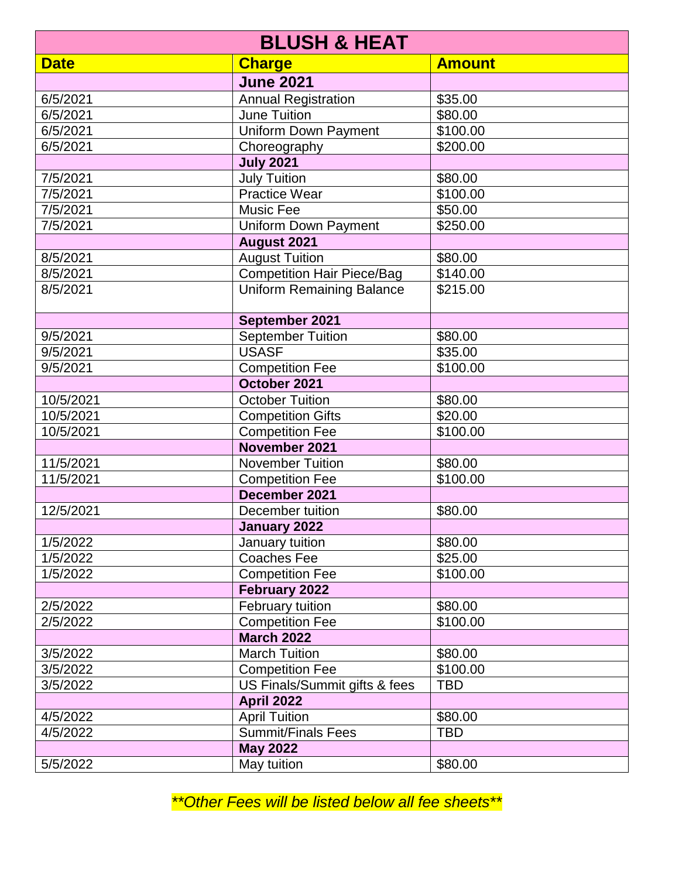| BLUSH & HEAT | | |
|---|---|---|
| **Date** | **Charge** | **Amount** |
| | **June 2021** | |
| 6/5/2021 | Annual Registration | $35.00 |
| 6/5/2021 | June Tuition | $80.00 |
| 6/5/2021 | Uniform Down Payment | $100.00 |
| 6/5/2021 | Choreography | $200.00 |
| | **July 2021** | |
| 7/5/2021 | July Tuition | $80.00 |
| 7/5/2021 | Practice Wear | $100.00 |
| 7/5/2021 | Music Fee | $50.00 |
| 7/5/2021 | Uniform Down Payment | $250.00 |
| | **August 2021** | |
| 8/5/2021 | August Tuition | $80.00 |
| 8/5/2021 | Competition Hair Piece/Bag | $140.00 |
| 8/5/2021 | Uniform Remaining Balance | $215.00 |
| | **September 2021** | |
| 9/5/2021 | September Tuition | $80.00 |
| 9/5/2021 | USASF | $35.00 |
| 9/5/2021 | Competition Fee | $100.00 |
| | **October 2021** | |
| 10/5/2021 | October Tuition | $80.00 |
| 10/5/2021 | Competition Gifts | $20.00 |
| 10/5/2021 | Competition Fee | $100.00 |
| | **November 2021** | |
| 11/5/2021 | November Tuition | $80.00 |
| 11/5/2021 | Competition Fee | $100.00 |
| | **December 2021** | |
| 12/5/2021 | December tuition | $80.00 |
| | **January 2022** | |
| 1/5/2022 | January tuition | $80.00 |
| 1/5/2022 | Coaches Fee | $25.00 |
| 1/5/2022 | Competition Fee | $100.00 |
| | **February 2022** | |
| 2/5/2022 | February tuition | $80.00 |
| 2/5/2022 | Competition Fee | $100.00 |
| | **March 2022** | |
| 3/5/2022 | March Tuition | $80.00 |
| 3/5/2022 | Competition Fee | $100.00 |
| 3/5/2022 | US Finals/Summit gifts & fees | TBD |
| | **April 2022** | |
| 4/5/2022 | April Tuition | $80.00 |
| 4/5/2022 | Summit/Finals Fees | TBD |
| | **May 2022** | |
| 5/5/2022 | May tuition | $80.00 |

***Other Fees will be listed below all fee sheets***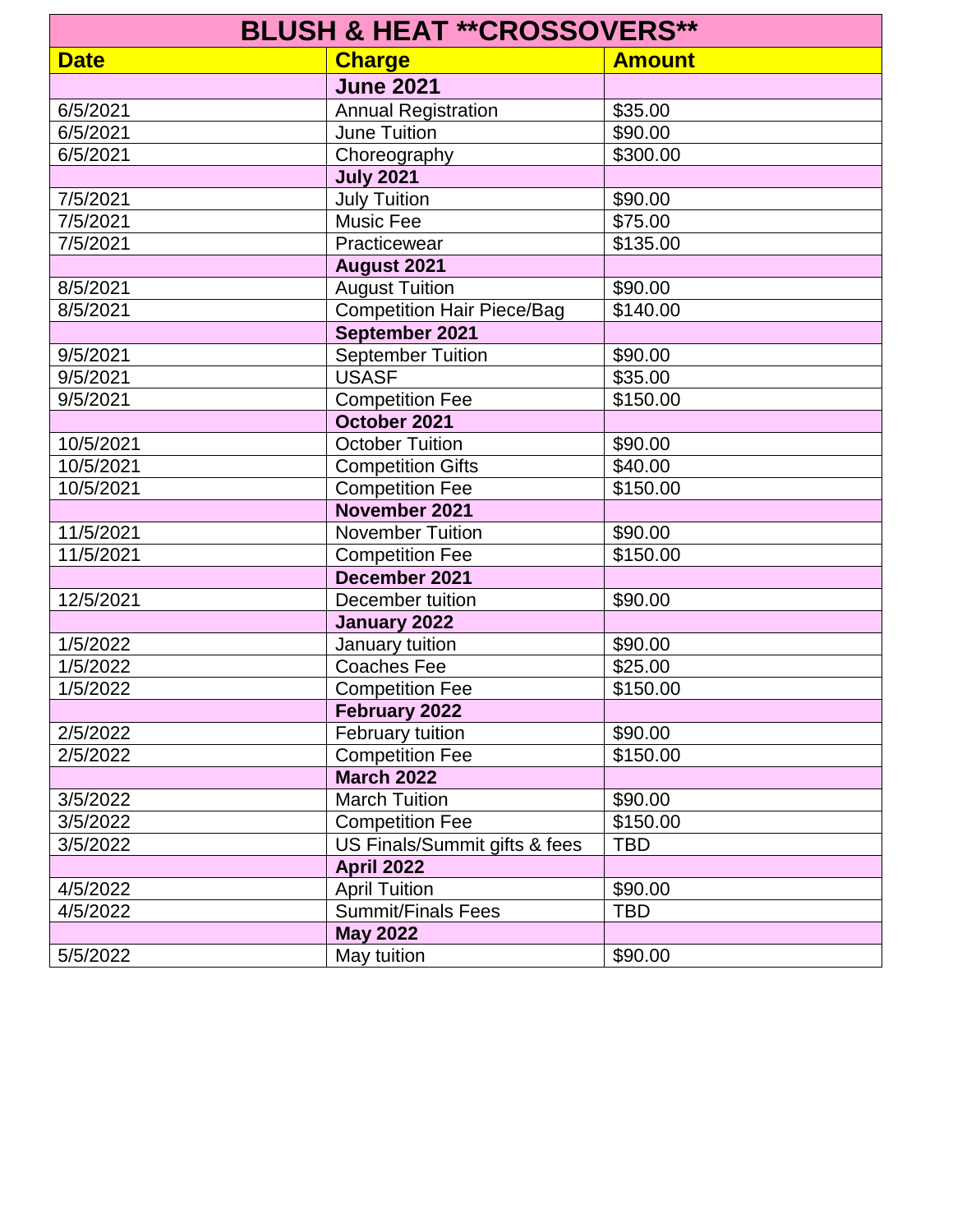# BLUSH & HEAT **CROSSOVERS**

| Date | Charge | Amount |
|---|---|---|
| | **June 2021** | |
| 6/5/2021 | Annual Registration | $35.00 |
| 6/5/2021 | June Tuition | $90.00 |
| 6/5/2021 | Choreography | $300.00 |
| | **July 2021** | |
| 7/5/2021 | July Tuition | $90.00 |
| 7/5/2021 | Music Fee | $75.00 |
| 7/5/2021 | Practicewear | $135.00 |
| | **August 2021** | |
| 8/5/2021 | August Tuition | $90.00 |
| 8/5/2021 | Competition Hair Piece/Bag | $140.00 |
| | **September 2021** | |
| 9/5/2021 | September Tuition | $90.00 |
| 9/5/2021 | USASF | $35.00 |
| 9/5/2021 | Competition Fee | $150.00 |
| | **October 2021** | |
| 10/5/2021 | October Tuition | $90.00 |
| 10/5/2021 | Competition Gifts | $40.00 |
| 10/5/2021 | Competition Fee | $150.00 |
| | **November 2021** | |
| 11/5/2021 | November Tuition | $90.00 |
| 11/5/2021 | Competition Fee | $150.00 |
| | **December 2021** | |
| 12/5/2021 | December tuition | $90.00 |
| | **January 2022** | |
| 1/5/2022 | January tuition | $90.00 |
| 1/5/2022 | Coaches Fee | $25.00 |
| 1/5/2022 | Competition Fee | $150.00 |
| | **February 2022** | |
| 2/5/2022 | February tuition | $90.00 |
| 2/5/2022 | Competition Fee | $150.00 |
| | **March 2022** | |
| 3/5/2022 | March Tuition | $90.00 |
| 3/5/2022 | Competition Fee | $150.00 |
| 3/5/2022 | US Finals/Summit gifts & fees | TBD |
| | **April 2022** | |
| 4/5/2022 | April Tuition | $90.00 |
| 4/5/2022 | Summit/Finals Fees | TBD |
| | **May 2022** | |
| 5/5/2022 | May tuition | $90.00 |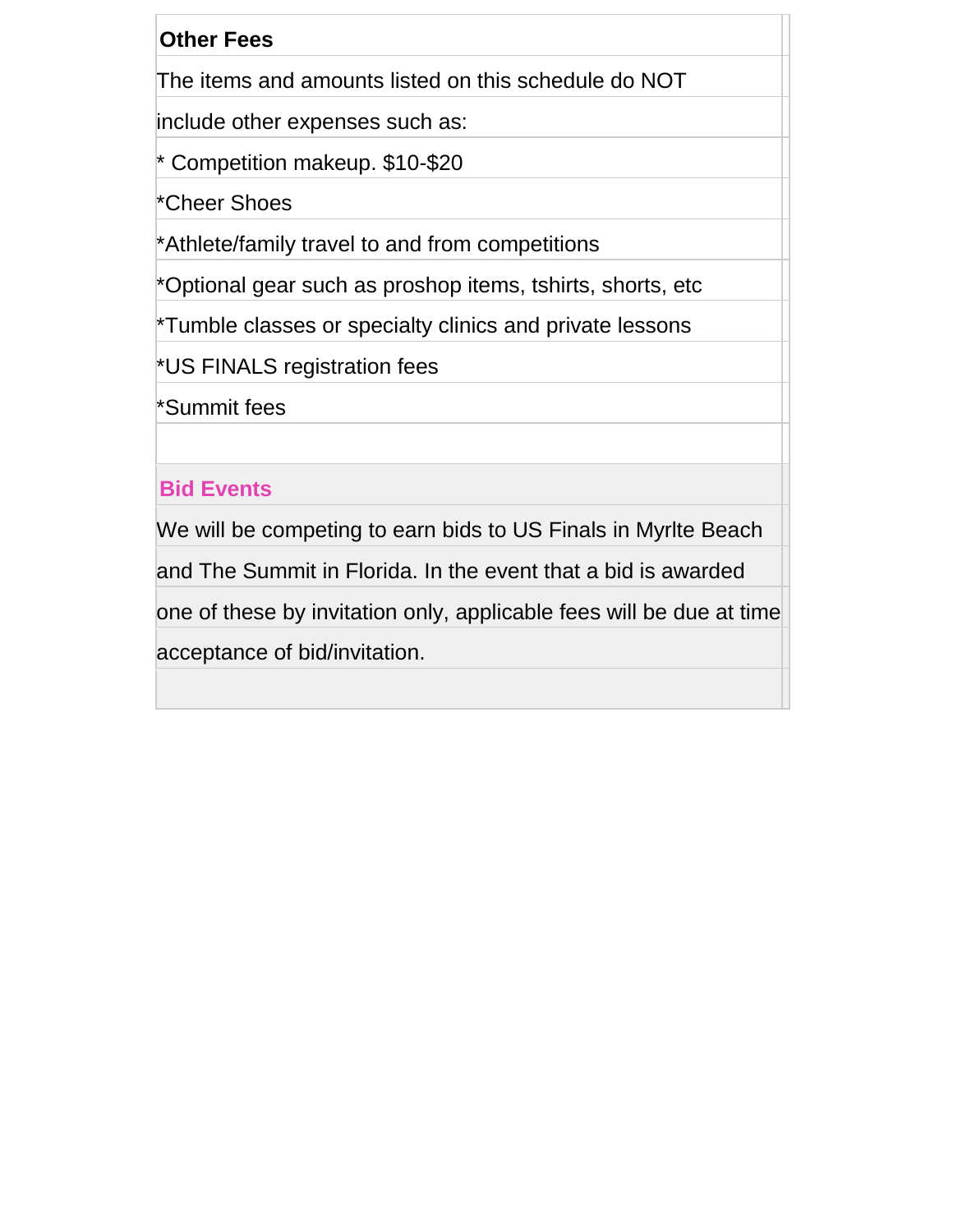**Other Fees**

The items and amounts listed on this schedule do NOT include other expenses such as:

* Competition makeup. $10-$20
*Cheer Shoes
*Athlete/family travel to and from competitions
*Optional gear such as proshop items, tshirts, shorts, etc
*Tumble classes or specialty clinics and private lessons
*US FINALS registration fees
*Summit fees

**Bid Events**

We will be competing to earn bids to US Finals in Myrlte Beach and The Summit in Florida. In the event that a bid is awarded one of these by invitation only, applicable fees will be due at time acceptance of bid/invitation.